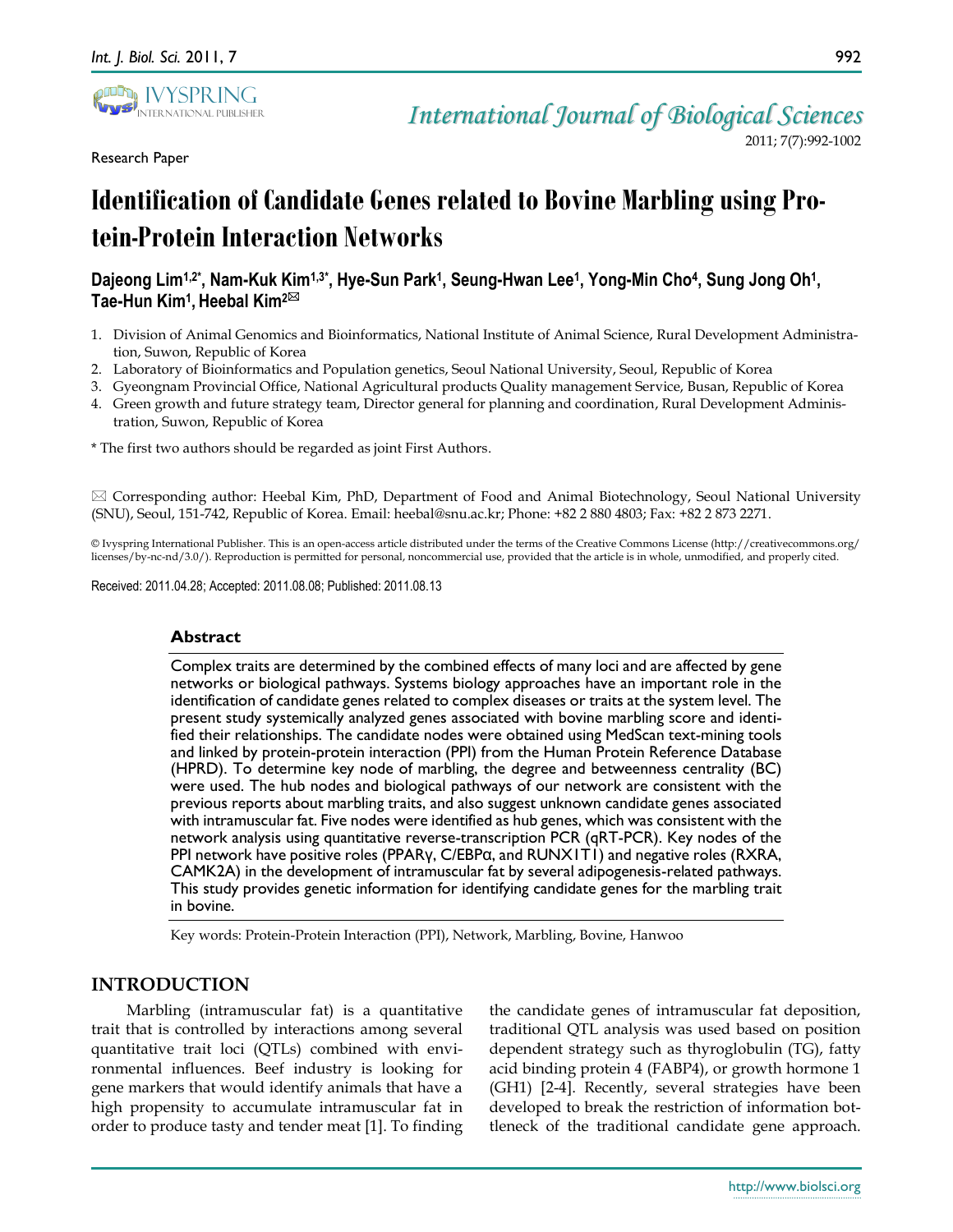Research Paper

# Identification of Candidate Genes related to Bovine Marbling using Protein-Protein Interaction Networks

**Dajeong Lim[1,2*], Nam-Kuk Kim[1,3*], Hye-Sun Park[1], Seung-Hwan Lee[1], Yong-Min Cho[4], Sung Jong Oh[1], Tae-Hun Kim[1], Heebal Kim[2]✉**

1. Division of Animal Genomics and Bioinformatics, National Institute of Animal Science, Rural Development Administration, Suwon, Republic of Korea
2. Laboratory of Bioinformatics and Population genetics, Seoul National University, Seoul, Republic of Korea
3. Gyeongnam Provincial Office, National Agricultural products Quality management Service, Busan, Republic of Korea
4. Green growth and future strategy team, Director general for planning and coordination, Rural Development Administration, Suwon, Republic of Korea

\* The first two authors should be regarded as joint First Authors.

✉ Corresponding author: Heebal Kim, PhD, Department of Food and Animal Biotechnology, Seoul National University (SNU), Seoul, 151-742, Republic of Korea. Email: heebal@snu.ac.kr; Phone: +82 2 880 4803; Fax: +82 2 873 2271.

© Ivyspring International Publisher. This is an open-access article distributed under the terms of the Creative Commons License (http://creativecommons.org/licenses/by-nc-nd/3.0/). Reproduction is permitted for personal, noncommercial use, provided that the article is in whole, unmodified, and properly cited.

Received: 2011.04.28; Accepted: 2011.08.08; Published: 2011.08.13

## Abstract

Complex traits are determined by the combined effects of many loci and are affected by gene networks or biological pathways. Systems biology approaches have an important role in the identification of candidate genes related to complex diseases or traits at the system level. The present study systemically analyzed genes associated with bovine marbling score and identified their relationships. The candidate nodes were obtained using MedScan text-mining tools and linked by protein-protein interaction (PPI) from the Human Protein Reference Database (HPRD). To determine key node of marbling, the degree and betweenness centrality (BC) were used. The hub nodes and biological pathways of our network are consistent with the previous reports about marbling traits, and also suggest unknown candidate genes associated with intramuscular fat. Five nodes were identified as hub genes, which was consistent with the network analysis using quantitative reverse-transcription PCR (qRT-PCR). Key nodes of the PPI network have positive roles (PPARγ, C/EBPα, and RUNX1T1) and negative roles (RXRA, CAMK2A) in the development of intramuscular fat by several adipogenesis-related pathways. This study provides genetic information for identifying candidate genes for the marbling trait in bovine.

Key words: Protein-Protein Interaction (PPI), Network, Marbling, Bovine, Hanwoo

## INTRODUCTION

Marbling (intramuscular fat) is a quantitative trait that is controlled by interactions among several quantitative trait loci (QTLs) combined with environmental influences. Beef industry is looking for gene markers that would identify animals that have a high propensity to accumulate intramuscular fat in order to produce tasty and tender meat [1]. To finding the candidate genes of intramuscular fat deposition, traditional QTL analysis was used based on position dependent strategy such as thyroglobulin (TG), fatty acid binding protein 4 (FABP4), or growth hormone 1 (GH1) [2-4]. Recently, several strategies have been developed to break the restriction of information bottleneck of the traditional candidate gene approach.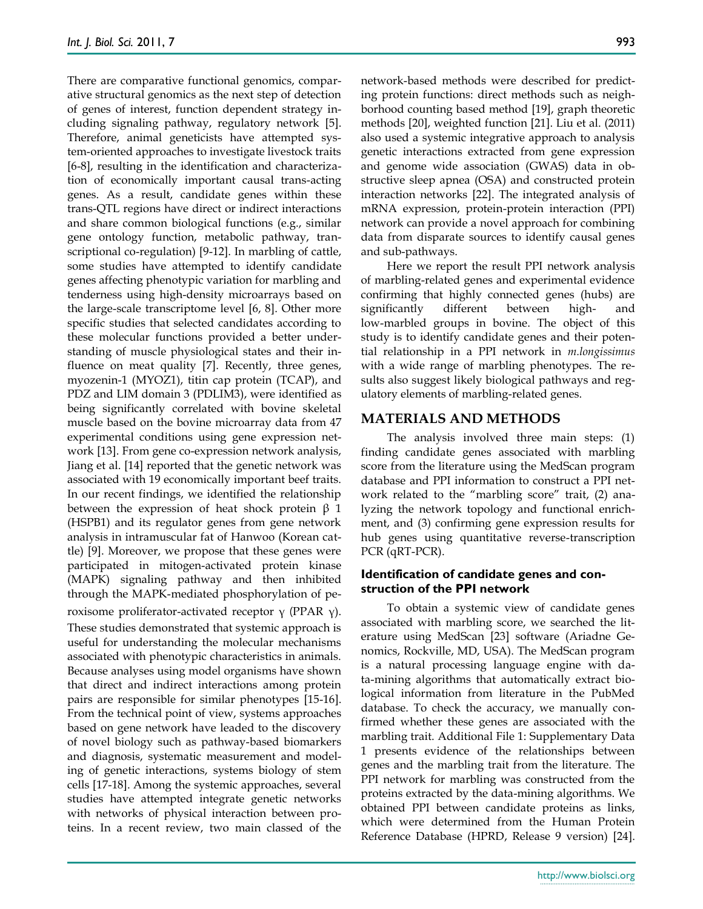There are comparative functional genomics, comparative structural genomics as the next step of detection of genes of interest, function dependent strategy including signaling pathway, regulatory network [5]. Therefore, animal geneticists have attempted system-oriented approaches to investigate livestock traits [6-8], resulting in the identification and characterization of economically important causal trans-acting genes. As a result, candidate genes within these trans-QTL regions have direct or indirect interactions and share common biological functions (e.g., similar gene ontology function, metabolic pathway, transcriptional co-regulation) [9-12]. In marbling of cattle, some studies have attempted to identify candidate genes affecting phenotypic variation for marbling and tenderness using high-density microarrays based on the large-scale transcriptome level [6, 8]. Other more specific studies that selected candidates according to these molecular functions provided a better understanding of muscle physiological states and their influence on meat quality [7]. Recently, three genes, myozenin-1 (MYOZ1), titin cap protein (TCAP), and PDZ and LIM domain 3 (PDLIM3), were identified as being significantly correlated with bovine skeletal muscle based on the bovine microarray data from 47 experimental conditions using gene expression network [13]. From gene co-expression network analysis, Jiang et al. [14] reported that the genetic network was associated with 19 economically important beef traits. In our recent findings, we identified the relationship between the expression of heat shock protein β 1 (HSPB1) and its regulator genes from gene network analysis in intramuscular fat of Hanwoo (Korean cattle) [9]. Moreover, we propose that these genes were participated in mitogen-activated protein kinase (MAPK) signaling pathway and then inhibited through the MAPK-mediated phosphorylation of peroxisome proliferator-activated receptor γ (PPAR γ). These studies demonstrated that systemic approach is useful for understanding the molecular mechanisms associated with phenotypic characteristics in animals. Because analyses using model organisms have shown that direct and indirect interactions among protein pairs are responsible for similar phenotypes [15-16]. From the technical point of view, systems approaches based on gene network have leaded to the discovery of novel biology such as pathway-based biomarkers and diagnosis, systematic measurement and modeling of genetic interactions, systems biology of stem cells [17-18]. Among the systemic approaches, several studies have attempted integrate genetic networks with networks of physical interaction between proteins. In a recent review, two main classed of the network-based methods were described for predicting protein functions: direct methods such as neighborhood counting based method [19], graph theoretic methods [20], weighted function [21]. Liu et al. (2011) also used a systemic integrative approach to analysis genetic interactions extracted from gene expression and genome wide association (GWAS) data in obstructive sleep apnea (OSA) and constructed protein interaction networks [22]. The integrated analysis of mRNA expression, protein-protein interaction (PPI) network can provide a novel approach for combining data from disparate sources to identify causal genes and sub-pathways.

Here we report the result PPI network analysis of marbling-related genes and experimental evidence confirming that highly connected genes (hubs) are significantly different between high- and low-marbled groups in bovine. The object of this study is to identify candidate genes and their potential relationship in a PPI network in *m.longissimus* with a wide range of marbling phenotypes. The results also suggest likely biological pathways and regulatory elements of marbling-related genes.

## MATERIALS AND METHODS

The analysis involved three main steps: (1) finding candidate genes associated with marbling score from the literature using the MedScan program database and PPI information to construct a PPI network related to the "marbling score" trait, (2) analyzing the network topology and functional enrichment, and (3) confirming gene expression results for hub genes using quantitative reverse-transcription PCR (qRT-PCR).

### Identification of candidate genes and construction of the PPI network

To obtain a systemic view of candidate genes associated with marbling score, we searched the literature using MedScan [23] software (Ariadne Genomics, Rockville, MD, USA). The MedScan program is a natural processing language engine with data-mining algorithms that automatically extract biological information from literature in the PubMed database. To check the accuracy, we manually confirmed whether these genes are associated with the marbling trait. Additional File 1: Supplementary Data 1 presents evidence of the relationships between genes and the marbling trait from the literature. The PPI network for marbling was constructed from the proteins extracted by the data-mining algorithms. We obtained PPI between candidate proteins as links, which were determined from the Human Protein Reference Database (HPRD, Release 9 version) [24].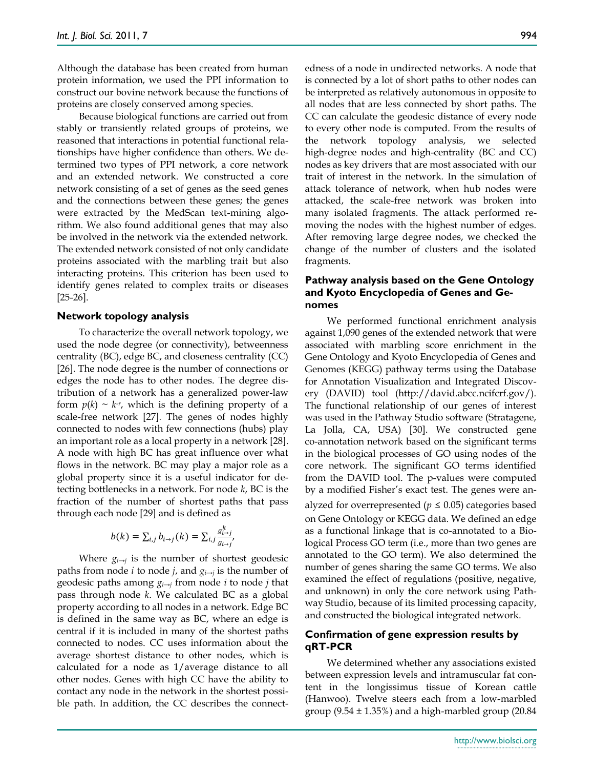Although the database has been created from human protein information, we used the PPI information to construct our bovine network because the functions of proteins are closely conserved among species.

Because biological functions are carried out from stably or transiently related groups of proteins, we reasoned that interactions in potential functional relationships have higher confidence than others. We determined two types of PPI network, a core network and an extended network. We constructed a core network consisting of a set of genes as the seed genes and the connections between these genes; the genes were extracted by the MedScan text-mining algorithm. We also found additional genes that may also be involved in the network via the extended network. The extended network consisted of not only candidate proteins associated with the marbling trait but also interacting proteins. This criterion has been used to identify genes related to complex traits or diseases [25-26].

### Network topology analysis

To characterize the overall network topology, we used the node degree (or connectivity), betweenness centrality (BC), edge BC, and closeness centrality (CC) [26]. The node degree is the number of connections or edges the node has to other nodes. The degree distribution of a network has a generalized power-law form $p(k) \sim k^{-r}$, which is the defining property of a scale-free network [27]. The genes of nodes highly connected to nodes with few connections (hubs) play an important role as a local property in a network [28]. A node with high BC has great influence over what flows in the network. BC may play a major role as a global property since it is a useful indicator for detecting bottlenecks in a network. For node *k*, BC is the fraction of the number of shortest paths that pass through each node [29] and is defined as

$$b(k) = \sum_{i,j} b_{i \to j}(k) = \sum_{i,j} \frac{g_{i \to j}^{k}}{g_{i \to j}},$$

Where $g_{i \to j}$ is the number of shortest geodesic paths from node *i* to node *j*, and $g_{i \to j}$ is the number of geodesic paths among $g_{i \to j}$ from node *i* to node *j* that pass through node *k*. We calculated BC as a global property according to all nodes in a network. Edge BC is defined in the same way as BC, where an edge is central if it is included in many of the shortest paths connected to nodes. CC uses information about the average shortest distance to other nodes, which is calculated for a node as 1/average distance to all other nodes. Genes with high CC have the ability to contact any node in the network in the shortest possible path. In addition, the CC describes the connectedness of a node in undirected networks. A node that is connected by a lot of short paths to other nodes can be interpreted as relatively autonomous in opposite to all nodes that are less connected by short paths. The CC can calculate the geodesic distance of every node to every other node is computed. From the results of the network topology analysis, we selected high-degree nodes and high-centrality (BC and CC) nodes as key drivers that are most associated with our trait of interest in the network. In the simulation of attack tolerance of network, when hub nodes were attacked, the scale-free network was broken into many isolated fragments. The attack performed removing the nodes with the highest number of edges. After removing large degree nodes, we checked the change of the number of clusters and the isolated fragments.

### Pathway analysis based on the Gene Ontology and Kyoto Encyclopedia of Genes and Genomes

We performed functional enrichment analysis against 1,090 genes of the extended network that were associated with marbling score enrichment in the Gene Ontology and Kyoto Encyclopedia of Genes and Genomes (KEGG) pathway terms using the Database for Annotation Visualization and Integrated Discovery (DAVID) tool (http://david.abcc.ncifcrf.gov/). The functional relationship of our genes of interest was used in the Pathway Studio software (Stratagene, La Jolla, CA, USA) [30]. We constructed gene co-annotation network based on the significant terms in the biological processes of GO using nodes of the core network. The significant GO terms identified from the DAVID tool. The p-values were computed by a modified Fisher's exact test. The genes were analyzed for overrepresented ($p \leq 0.05$) categories based on Gene Ontology or KEGG data. We defined an edge as a functional linkage that is co-annotated to a Biological Process GO term (i.e., more than two genes are annotated to the GO term). We also determined the number of genes sharing the same GO terms. We also examined the effect of regulations (positive, negative, and unknown) in only the core network using Pathway Studio, because of its limited processing capacity, and constructed the biological integrated network.

### Confirmation of gene expression results by qRT-PCR

We determined whether any associations existed between expression levels and intramuscular fat content in the longissimus tissue of Korean cattle (Hanwoo). Twelve steers each from a low-marbled group (9.54 ± 1.35%) and a high-marbled group (20.84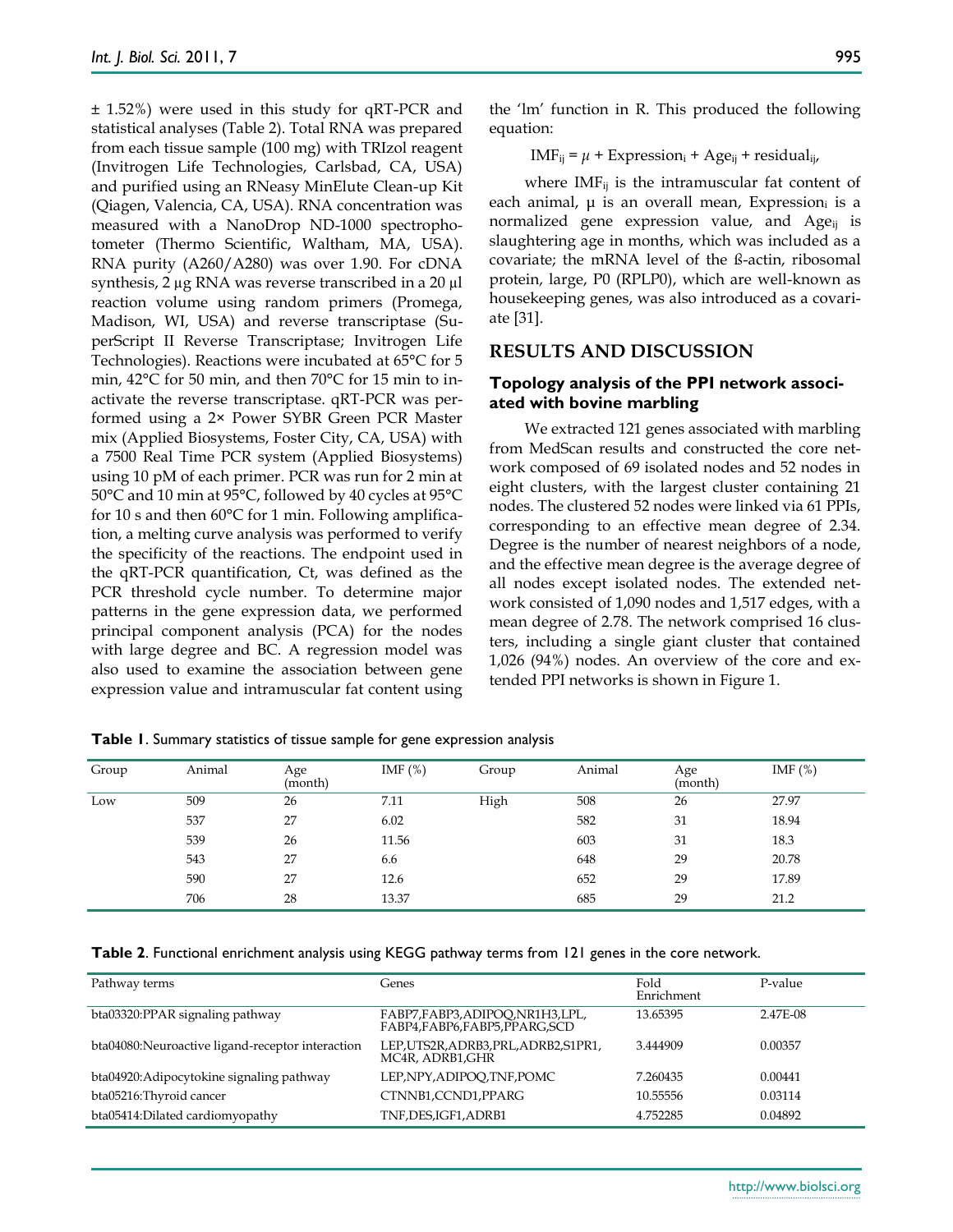± 1.52%) were used in this study for qRT-PCR and statistical analyses (Table 2). Total RNA was prepared from each tissue sample (100 mg) with TRIzol reagent (Invitrogen Life Technologies, Carlsbad, CA, USA) and purified using an RNeasy MinElute Clean-up Kit (Qiagen, Valencia, CA, USA). RNA concentration was measured with a NanoDrop ND-1000 spectrophotometer (Thermo Scientific, Waltham, MA, USA). RNA purity (A260/A280) was over 1.90. For cDNA synthesis, 2 μg RNA was reverse transcribed in a 20 μl reaction volume using random primers (Promega, Madison, WI, USA) and reverse transcriptase (SuperScript II Reverse Transcriptase; Invitrogen Life Technologies). Reactions were incubated at 65°C for 5 min, 42°C for 50 min, and then 70°C for 15 min to inactivate the reverse transcriptase. qRT-PCR was performed using a 2× Power SYBR Green PCR Master mix (Applied Biosystems, Foster City, CA, USA) with a 7500 Real Time PCR system (Applied Biosystems) using 10 pM of each primer. PCR was run for 2 min at 50°C and 10 min at 95°C, followed by 40 cycles at 95°C for 10 s and then 60°C for 1 min. Following amplification, a melting curve analysis was performed to verify the specificity of the reactions. The endpoint used in the qRT-PCR quantification, Ct, was defined as the PCR threshold cycle number. To determine major patterns in the gene expression data, we performed principal component analysis (PCA) for the nodes with large degree and BC. A regression model was also used to examine the association between gene expression value and intramuscular fat content using the 'lm' function in R. This produced the following equation:

$$IMF_{ij} = \mu + Expression_i + Age_{ij} + residual_{ij},$$

where $IMF_{ij}$ is the intramuscular fat content of each animal, μ is an overall mean, $Expression_i$ is a normalized gene expression value, and $Age_{ij}$ is slaughtering age in months, which was included as a covariate; the mRNA level of the ß-actin, ribosomal protein, large, P0 (RPLP0), which are well-known as housekeeping genes, was also introduced as a covariate [31].

## RESULTS AND DISCUSSION

### Topology analysis of the PPI network associated with bovine marbling

We extracted 121 genes associated with marbling from MedScan results and constructed the core network composed of 69 isolated nodes and 52 nodes in eight clusters, with the largest cluster containing 21 nodes. The clustered 52 nodes were linked via 61 PPIs, corresponding to an effective mean degree of 2.34. Degree is the number of nearest neighbors of a node, and the effective mean degree is the average degree of all nodes except isolated nodes. The extended network consisted of 1,090 nodes and 1,517 edges, with a mean degree of 2.78. The network comprised 16 clusters, including a single giant cluster that contained 1,026 (94%) nodes. An overview of the core and extended PPI networks is shown in Figure 1.

**Table 1**. Summary statistics of tissue sample for gene expression analysis

| Group | Animal | Age (month) | IMF (%) | Group | Animal | Age (month) | IMF (%) |
|---|---|---|---|---|---|---|---|
| Low | 509 | 26 | 7.11 | High | 508 | 26 | 27.97 |
| | 537 | 27 | 6.02 | | 582 | 31 | 18.94 |
| | 539 | 26 | 11.56 | | 603 | 31 | 18.3 |
| | 543 | 27 | 6.6 | | 648 | 29 | 20.78 |
| | 590 | 27 | 12.6 | | 652 | 29 | 17.89 |
| | 706 | 28 | 13.37 | | 685 | 29 | 21.2 |

**Table 2**. Functional enrichment analysis using KEGG pathway terms from 121 genes in the core network.

| Pathway terms | Genes | Fold Enrichment | P-value |
|---|---|---|---|
| bta03320:PPAR signaling pathway | FABP7,FABP3,ADIPOQ,NR1H3,LPL, FABP4,FABP6,FABP5,PPARG,SCD | 13.65395 | 2.47E-08 |
| bta04080:Neuroactive ligand-receptor interaction | LEP,UTS2R,ADRB3,PRL,ADRB2,S1PR1, MC4R, ADRB1,GHR | 3.444909 | 0.00357 |
| bta04920:Adipocytokine signaling pathway | LEP,NPY,ADIPOQ,TNF,POMC | 7.260435 | 0.00441 |
| bta05216:Thyroid cancer | CTNNB1,CCND1,PPARG | 10.55556 | 0.03114 |
| bta05414:Dilated cardiomyopathy | TNF,DES,IGF1,ADRB1 | 4.752285 | 0.04892 |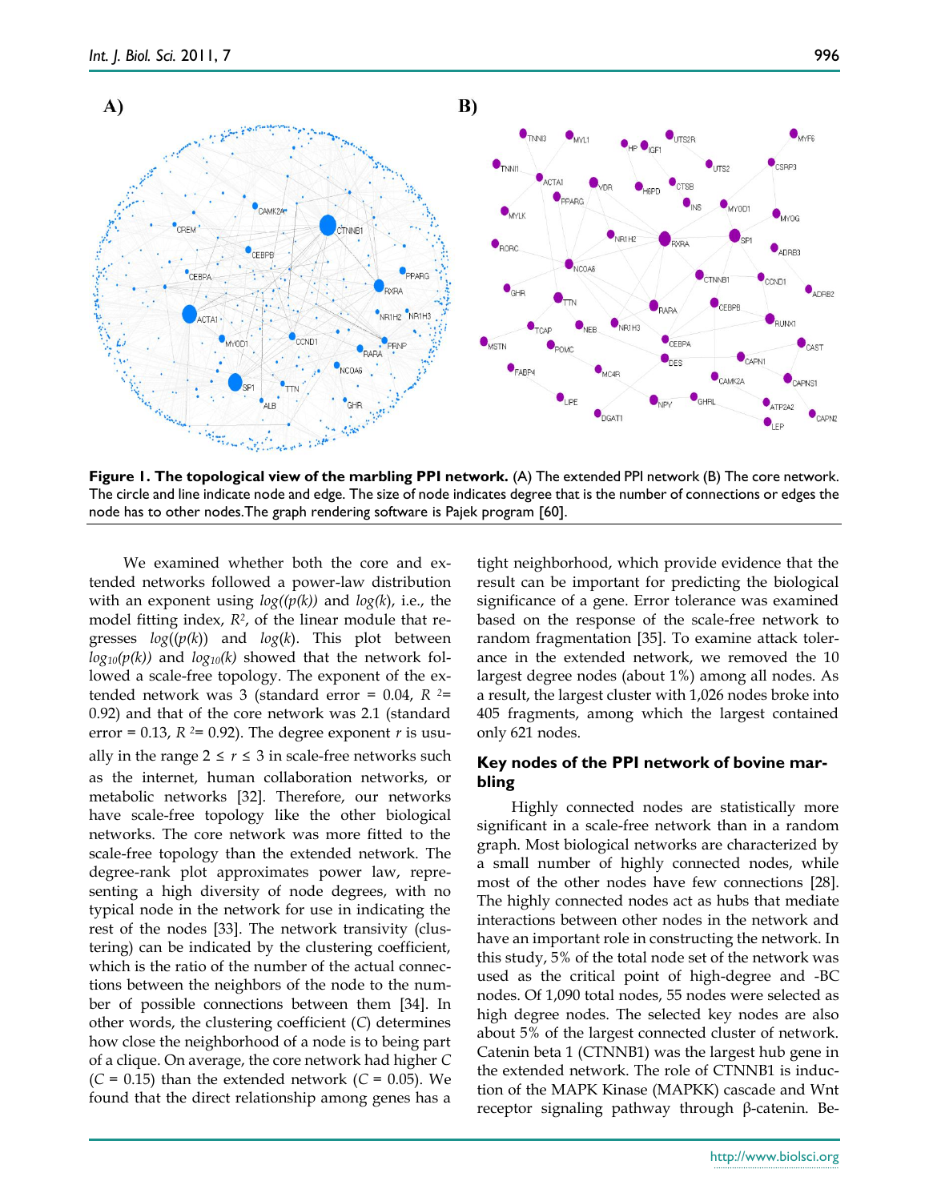**Figure 1. The topological view of the marbling PPI network.** (A) The extended PPI network (B) The core network. The circle and line indicate node and edge. The size of node indicates degree that is the number of connections or edges the node has to other nodes.The graph rendering software is Pajek program [60].

We examined whether both the core and extended networks followed a power-law distribution with an exponent using $log((p(k))$ and $log(k)$, i.e., the model fitting index, $R^2$, of the linear module that regresses $log((p(k))$ and $log(k)$. This plot between $log_{10}(p(k))$ and $log_{10}(k)$ showed that the network followed a scale-free topology. The exponent of the extended network was 3 (standard error = 0.04, $R^2$= 0.92) and that of the core network was 2.1 (standard error = 0.13, $R^2$= 0.92). The degree exponent $r$ is usually in the range $2 \leq r \leq 3$ in scale-free networks such as the internet, human collaboration networks, or metabolic networks [32]. Therefore, our networks have scale-free topology like the other biological networks. The core network was more fitted to the scale-free topology than the extended network. The degree-rank plot approximates power law, representing a high diversity of node degrees, with no typical node in the network for use in indicating the rest of the nodes [33]. The network transivity (clustering) can be indicated by the clustering coefficient, which is the ratio of the number of the actual connections between the neighbors of the node to the number of possible connections between them [34]. In other words, the clustering coefficient ($C$) determines how close the neighborhood of a node is to being part of a clique. On average, the core network had higher $C$ ($C$ = 0.15) than the extended network ($C$ = 0.05). We found that the direct relationship among genes has a tight neighborhood, which provide evidence that the result can be important for predicting the biological significance of a gene. Error tolerance was examined based on the response of the scale-free network to random fragmentation [35]. To examine attack tolerance in the extended network, we removed the 10 largest degree nodes (about 1%) among all nodes. As a result, the largest cluster with 1,026 nodes broke into 405 fragments, among which the largest contained only 621 nodes.

## Key nodes of the PPI network of bovine marbling

Highly connected nodes are statistically more significant in a scale-free network than in a random graph. Most biological networks are characterized by a small number of highly connected nodes, while most of the other nodes have few connections [28]. The highly connected nodes act as hubs that mediate interactions between other nodes in the network and have an important role in constructing the network. In this study, 5% of the total node set of the network was used as the critical point of high-degree and -BC nodes. Of 1,090 total nodes, 55 nodes were selected as high degree nodes. The selected key nodes are also about 5% of the largest connected cluster of network. Catenin beta 1 (CTNNB1) was the largest hub gene in the extended network. The role of CTNNB1 is induction of the MAPK Kinase (MAPKK) cascade and Wnt receptor signaling pathway through β-catenin. Be-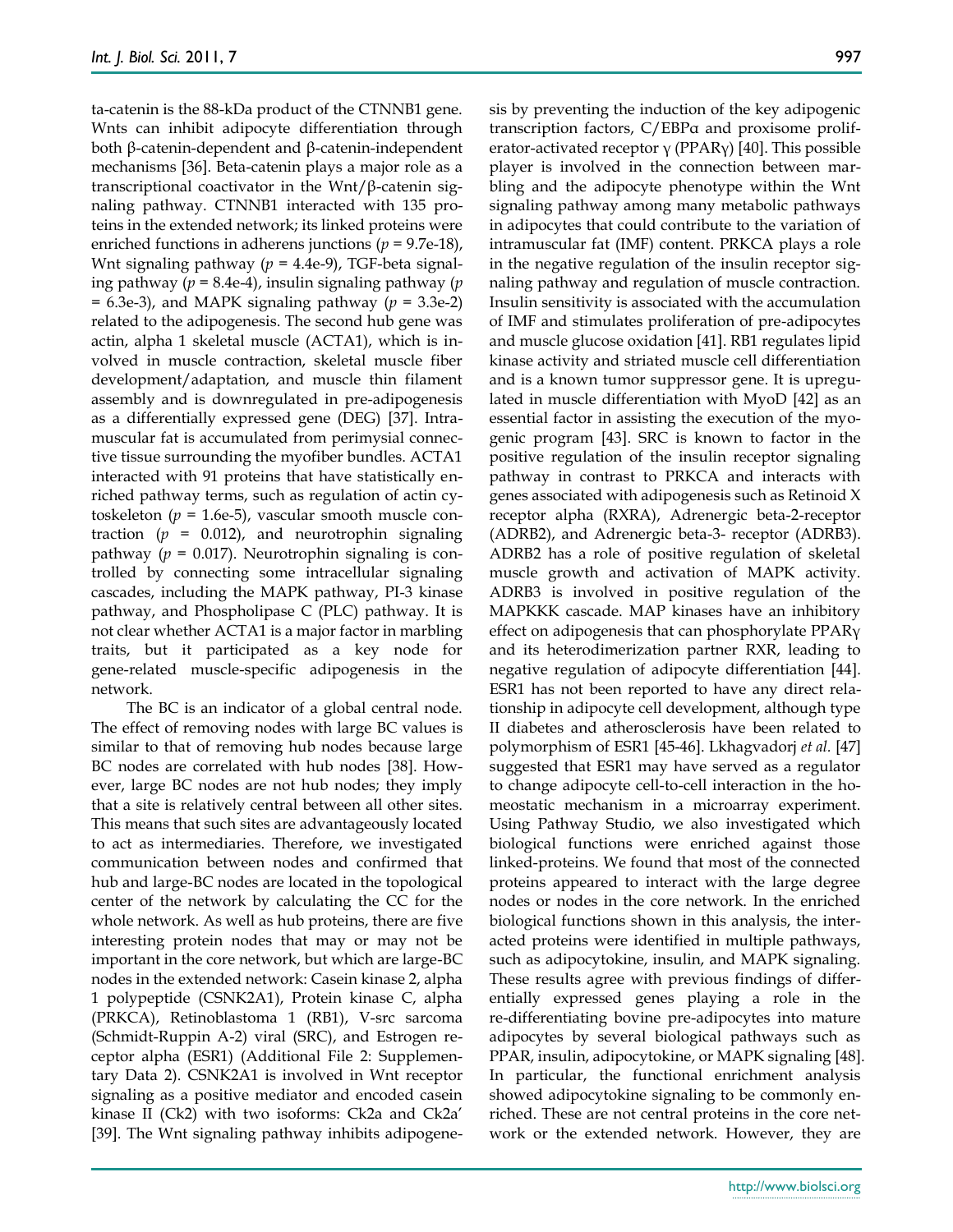ta-catenin is the 88-kDa product of the CTNNB1 gene. Wnts can inhibit adipocyte differentiation through both β-catenin-dependent and β-catenin-independent mechanisms [36]. Beta-catenin plays a major role as a transcriptional coactivator in the Wnt/β-catenin signaling pathway. CTNNB1 interacted with 135 proteins in the extended network; its linked proteins were enriched functions in adherens junctions ($p$ = 9.7e-18), Wnt signaling pathway ($p$ = 4.4e-9), TGF-beta signaling pathway ($p$ = 8.4e-4), insulin signaling pathway ($p$ = 6.3e-3), and MAPK signaling pathway ($p$ = 3.3e-2) related to the adipogenesis. The second hub gene was actin, alpha 1 skeletal muscle (ACTA1), which is involved in muscle contraction, skeletal muscle fiber development/adaptation, and muscle thin filament assembly and is downregulated in pre-adipogenesis as a differentially expressed gene (DEG) [37]. Intramuscular fat is accumulated from perimysial connective tissue surrounding the myofiber bundles. ACTA1 interacted with 91 proteins that have statistically enriched pathway terms, such as regulation of actin cytoskeleton ($p$ = 1.6e-5), vascular smooth muscle contraction ($p$ = 0.012), and neurotrophin signaling pathway ($p$ = 0.017). Neurotrophin signaling is controlled by connecting some intracellular signaling cascades, including the MAPK pathway, PI-3 kinase pathway, and Phospholipase C (PLC) pathway. It is not clear whether ACTA1 is a major factor in marbling traits, but it participated as a key node for gene-related muscle-specific adipogenesis in the network.

The BC is an indicator of a global central node. The effect of removing nodes with large BC values is similar to that of removing hub nodes because large BC nodes are correlated with hub nodes [38]. However, large BC nodes are not hub nodes; they imply that a site is relatively central between all other sites. This means that such sites are advantageously located to act as intermediaries. Therefore, we investigated communication between nodes and confirmed that hub and large-BC nodes are located in the topological center of the network by calculating the CC for the whole network. As well as hub proteins, there are five interesting protein nodes that may or may not be important in the core network, but which are large-BC nodes in the extended network: Casein kinase 2, alpha 1 polypeptide (CSNK2A1), Protein kinase C, alpha (PRKCA), Retinoblastoma 1 (RB1), V-src sarcoma (Schmidt-Ruppin A-2) viral (SRC), and Estrogen receptor alpha (ESR1) (Additional File 2: Supplementary Data 2). CSNK2A1 is involved in Wnt receptor signaling as a positive mediator and encoded casein kinase II (Ck2) with two isoforms: Ck2a and Ck2a' [39]. The Wnt signaling pathway inhibits adipogenesis by preventing the induction of the key adipogenic transcription factors, C/EBPα and proxisome proliferator-activated receptor γ (PPARγ) [40]. This possible player is involved in the connection between marbling and the adipocyte phenotype within the Wnt signaling pathway among many metabolic pathways in adipocytes that could contribute to the variation of intramuscular fat (IMF) content. PRKCA plays a role in the negative regulation of the insulin receptor signaling pathway and regulation of muscle contraction. Insulin sensitivity is associated with the accumulation of IMF and stimulates proliferation of pre-adipocytes and muscle glucose oxidation [41]. RB1 regulates lipid kinase activity and striated muscle cell differentiation and is a known tumor suppressor gene. It is upregulated in muscle differentiation with MyoD [42] as an essential factor in assisting the execution of the myogenic program [43]. SRC is known to factor in the positive regulation of the insulin receptor signaling pathway in contrast to PRKCA and interacts with genes associated with adipogenesis such as Retinoid X receptor alpha (RXRA), Adrenergic beta-2-receptor (ADRB2), and Adrenergic beta-3- receptor (ADRB3). ADRB2 has a role of positive regulation of skeletal muscle growth and activation of MAPK activity. ADRB3 is involved in positive regulation of the MAPKKK cascade. MAP kinases have an inhibitory effect on adipogenesis that can phosphorylate PPARγ and its heterodimerization partner RXR, leading to negative regulation of adipocyte differentiation [44]. ESR1 has not been reported to have any direct relationship in adipocyte cell development, although type II diabetes and atherosclerosis have been related to polymorphism of ESR1 [45-46]. Lkhagvadorj *et al.* [47] suggested that ESR1 may have served as a regulator to change adipocyte cell-to-cell interaction in the homeostatic mechanism in a microarray experiment. Using Pathway Studio, we also investigated which biological functions were enriched against those linked-proteins. We found that most of the connected proteins appeared to interact with the large degree nodes or nodes in the core network. In the enriched biological functions shown in this analysis, the interacted proteins were identified in multiple pathways, such as adipocytokine, insulin, and MAPK signaling. These results agree with previous findings of differentially expressed genes playing a role in the re-differentiating bovine pre-adipocytes into mature adipocytes by several biological pathways such as PPAR, insulin, adipocytokine, or MAPK signaling [48]. In particular, the functional enrichment analysis showed adipocytokine signaling to be commonly enriched. These are not central proteins in the core network or the extended network. However, they are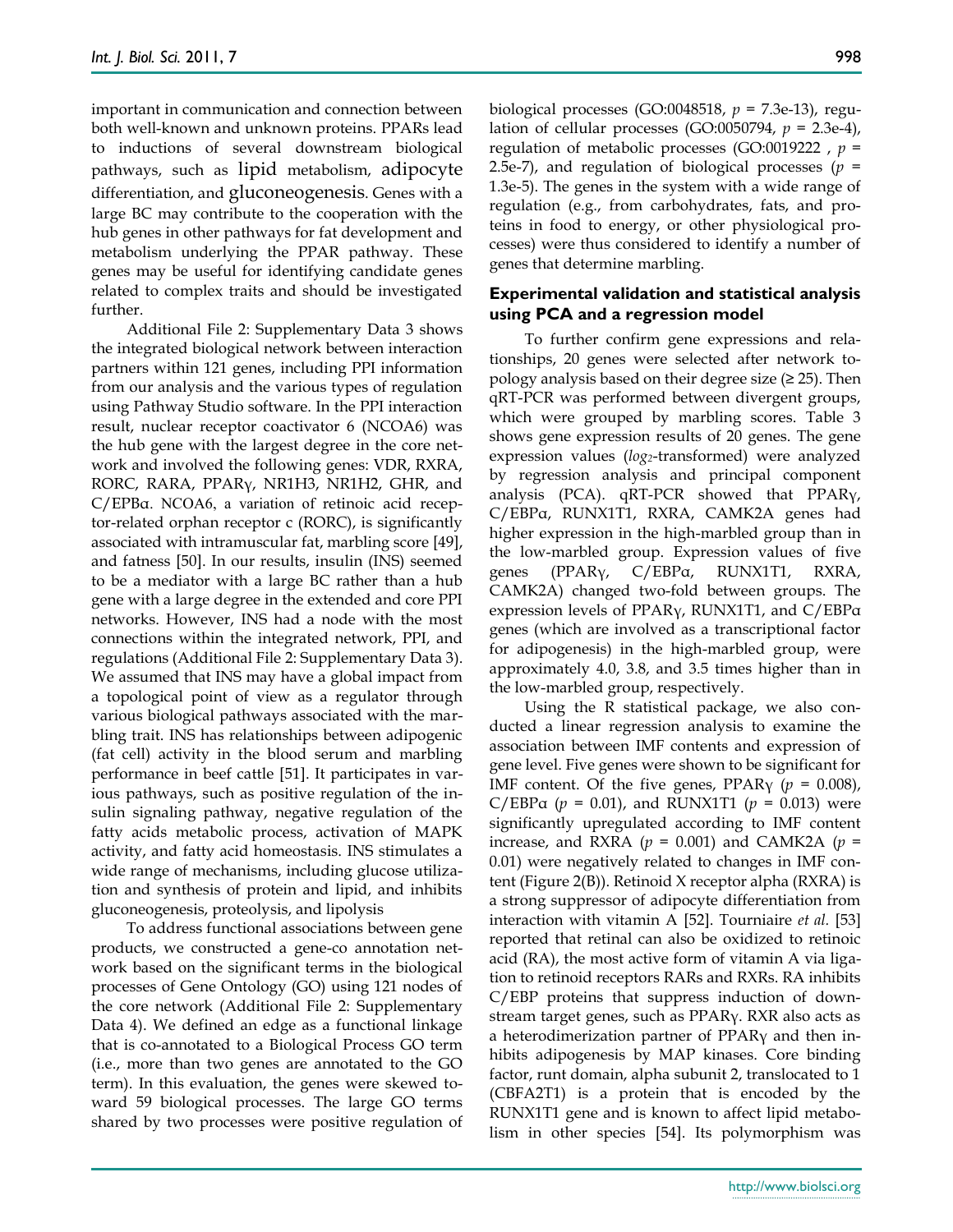important in communication and connection between both well-known and unknown proteins. PPARs lead to inductions of several downstream biological pathways, such as lipid metabolism, adipocyte differentiation, and gluconeogenesis. Genes with a large BC may contribute to the cooperation with the hub genes in other pathways for fat development and metabolism underlying the PPAR pathway. These genes may be useful for identifying candidate genes related to complex traits and should be investigated further.

Additional File 2: Supplementary Data 3 shows the integrated biological network between interaction partners within 121 genes, including PPI information from our analysis and the various types of regulation using Pathway Studio software. In the PPI interaction result, nuclear receptor coactivator 6 (NCOA6) was the hub gene with the largest degree in the core network and involved the following genes: VDR, RXRA, RORC, RARA, PPARγ, NR1H3, NR1H2, GHR, and C/EPBα. NCOA6, a variation of retinoic acid receptor-related orphan receptor c (RORC), is significantly associated with intramuscular fat, marbling score [49], and fatness [50]. In our results, insulin (INS) seemed to be a mediator with a large BC rather than a hub gene with a large degree in the extended and core PPI networks. However, INS had a node with the most connections within the integrated network, PPI, and regulations (Additional File 2: Supplementary Data 3). We assumed that INS may have a global impact from a topological point of view as a regulator through various biological pathways associated with the marbling trait. INS has relationships between adipogenic (fat cell) activity in the blood serum and marbling performance in beef cattle [51]. It participates in various pathways, such as positive regulation of the insulin signaling pathway, negative regulation of the fatty acids metabolic process, activation of MAPK activity, and fatty acid homeostasis. INS stimulates a wide range of mechanisms, including glucose utilization and synthesis of protein and lipid, and inhibits gluconeogenesis, proteolysis, and lipolysis

To address functional associations between gene products, we constructed a gene-co annotation network based on the significant terms in the biological processes of Gene Ontology (GO) using 121 nodes of the core network (Additional File 2: Supplementary Data 4). We defined an edge as a functional linkage that is co-annotated to a Biological Process GO term (i.e., more than two genes are annotated to the GO term). In this evaluation, the genes were skewed toward 59 biological processes. The large GO terms shared by two processes were positive regulation of biological processes (GO:0048518, $p$ = 7.3e-13), regulation of cellular processes (GO:0050794, $p$ = 2.3e-4), regulation of metabolic processes (GO:0019222 , $p$ = 2.5e-7), and regulation of biological processes ($p$ = 1.3e-5). The genes in the system with a wide range of regulation (e.g., from carbohydrates, fats, and proteins in food to energy, or other physiological processes) were thus considered to identify a number of genes that determine marbling.

### Experimental validation and statistical analysis using PCA and a regression model

To further confirm gene expressions and relationships, 20 genes were selected after network topology analysis based on their degree size (≥ 25). Then qRT-PCR was performed between divergent groups, which were grouped by marbling scores. Table 3 shows gene expression results of 20 genes. The gene expression values (*$log_2$*-transformed) were analyzed by regression analysis and principal component analysis (PCA). qRT-PCR showed that PPARγ, C/EBPα, RUNX1T1, RXRA, CAMK2A genes had higher expression in the high-marbled group than in the low-marbled group. Expression values of five genes (PPARγ, C/EBPα, RUNX1T1, RXRA, CAMK2A) changed two-fold between groups. The expression levels of PPARγ, RUNX1T1, and C/EBPα genes (which are involved as a transcriptional factor for adipogenesis) in the high-marbled group, were approximately 4.0, 3.8, and 3.5 times higher than in the low-marbled group, respectively.

Using the R statistical package, we also conducted a linear regression analysis to examine the association between IMF contents and expression of gene level. Five genes were shown to be significant for IMF content. Of the five genes, PPARγ ($p$ = 0.008), C/EBPα ($p$ = 0.01), and RUNX1T1 ($p$ = 0.013) were significantly upregulated according to IMF content increase, and RXRA ($p$ = 0.001) and CAMK2A ($p$ = 0.01) were negatively related to changes in IMF content (Figure 2(B)). Retinoid X receptor alpha (RXRA) is a strong suppressor of adipocyte differentiation from interaction with vitamin A [52]. Tourniaire *et al.* [53] reported that retinal can also be oxidized to retinoic acid (RA), the most active form of vitamin A via ligation to retinoid receptors RARs and RXRs. RA inhibits C/EBP proteins that suppress induction of downstream target genes, such as PPARγ. RXR also acts as a heterodimerization partner of PPARγ and then inhibits adipogenesis by MAP kinases. Core binding factor, runt domain, alpha subunit 2, translocated to 1 (CBFA2T1) is a protein that is encoded by the RUNX1T1 gene and is known to affect lipid metabolism in other species [54]. Its polymorphism was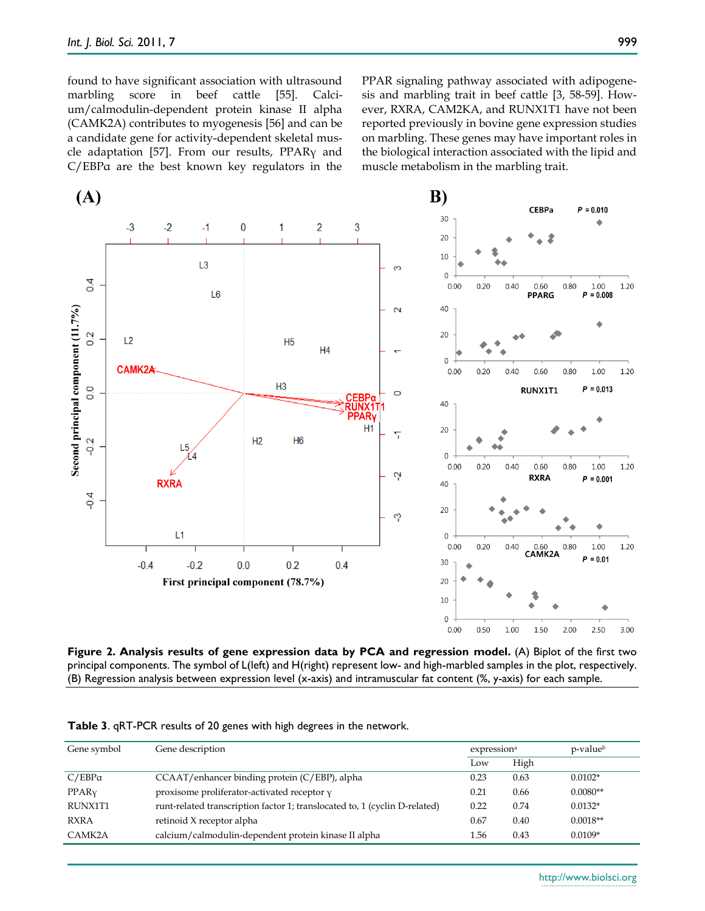found to have significant association with ultrasound marbling score in beef cattle [55]. Calcium/calmodulin-dependent protein kinase II alpha (CAMK2A) contributes to myogenesis [56] and can be a candidate gene for activity-dependent skeletal muscle adaptation [57]. From our results, PPARγ and C/EBPα are the best known key regulators in the PPAR signaling pathway associated with adipogenesis and marbling trait in beef cattle [3, 58-59]. However, RXRA, CAM2KA, and RUNX1T1 have not been reported previously in bovine gene expression studies on marbling. These genes may have important roles in the biological interaction associated with the lipid and muscle metabolism in the marbling trait.

**Figure 2. Analysis results of gene expression data by PCA and regression model.** (A) Biplot of the first two principal components. The symbol of L(left) and H(right) represent low- and high-marbled samples in the plot, respectively. (B) Regression analysis between expression level (x-axis) and intramuscular fat content (%, y-axis) for each sample.

**Table 3**. qRT-PCR results of 20 genes with high degrees in the network.

| Gene symbol | Gene description | expression[a] | | p-value[b] |
|---|---|---|---|---|
| | | Low | High | |
| C/EBPα | CCAAT/enhancer binding protein (C/EBP), alpha | 0.23 | 0.63 | 0.0102* |
| PPARγ | proxisome proliferator-activated receptor γ | 0.21 | 0.66 | 0.0080** |
| RUNX1T1 | runt-related transcription factor 1; translocated to, 1 (cyclin D-related) | 0.22 | 0.74 | 0.0132* |
| RXRA | retinoid X receptor alpha | 0.67 | 0.40 | 0.0018** |
| CAMK2A | calcium/calmodulin-dependent protein kinase II alpha | 1.56 | 0.43 | 0.0109* |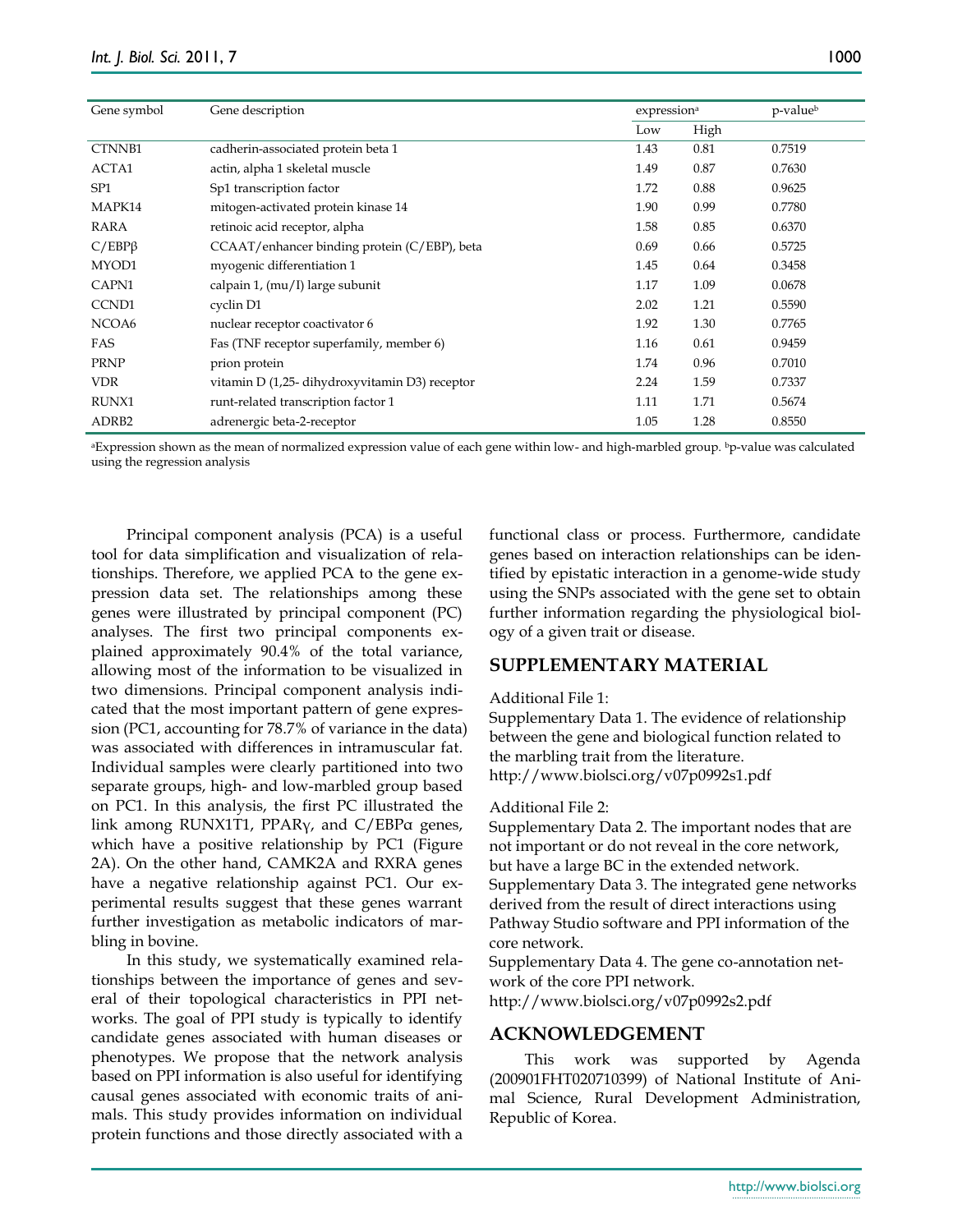| Gene symbol | Gene description | expression[a] | | p-value[b] |
|---|---|---|---|---|
| | | Low | High | |
| CTNNB1 | cadherin-associated protein beta 1 | 1.43 | 0.81 | 0.7519 |
| ACTA1 | actin, alpha 1 skeletal muscle | 1.49 | 0.87 | 0.7630 |
| SP1 | Sp1 transcription factor | 1.72 | 0.88 | 0.9625 |
| MAPK14 | mitogen-activated protein kinase 14 | 1.90 | 0.99 | 0.7780 |
| RARA | retinoic acid receptor, alpha | 1.58 | 0.85 | 0.6370 |
| C/EBPβ | CCAAT/enhancer binding protein (C/EBP), beta | 0.69 | 0.66 | 0.5725 |
| MYOD1 | myogenic differentiation 1 | 1.45 | 0.64 | 0.3458 |
| CAPN1 | calpain 1, (mu/I) large subunit | 1.17 | 1.09 | 0.0678 |
| CCND1 | cyclin D1 | 2.02 | 1.21 | 0.5590 |
| NCOA6 | nuclear receptor coactivator 6 | 1.92 | 1.30 | 0.7765 |
| FAS | Fas (TNF receptor superfamily, member 6) | 1.16 | 0.61 | 0.9459 |
| PRNP | prion protein | 1.74 | 0.96 | 0.7010 |
| VDR | vitamin D (1,25- dihydroxyvitamin D3) receptor | 2.24 | 1.59 | 0.7337 |
| RUNX1 | runt-related transcription factor 1 | 1.11 | 1.71 | 0.5674 |
| ADRB2 | adrenergic beta-2-receptor | 1.05 | 1.28 | 0.8550 |

[a]Expression shown as the mean of normalized expression value of each gene within low- and high-marbled group. [b]p-value was calculated using the regression analysis

Principal component analysis (PCA) is a useful tool for data simplification and visualization of relationships. Therefore, we applied PCA to the gene expression data set. The relationships among these genes were illustrated by principal component (PC) analyses. The first two principal components explained approximately 90.4% of the total variance, allowing most of the information to be visualized in two dimensions. Principal component analysis indicated that the most important pattern of gene expression (PC1, accounting for 78.7% of variance in the data) was associated with differences in intramuscular fat. Individual samples were clearly partitioned into two separate groups, high- and low-marbled group based on PC1. In this analysis, the first PC illustrated the link among RUNX1T1, PPARγ, and C/EBPα genes, which have a positive relationship by PC1 (Figure 2A). On the other hand, CAMK2A and RXRA genes have a negative relationship against PC1. Our experimental results suggest that these genes warrant further investigation as metabolic indicators of marbling in bovine.

In this study, we systematically examined relationships between the importance of genes and several of their topological characteristics in PPI networks. The goal of PPI study is typically to identify candidate genes associated with human diseases or phenotypes. We propose that the network analysis based on PPI information is also useful for identifying causal genes associated with economic traits of animals. This study provides information on individual protein functions and those directly associated with a functional class or process. Furthermore, candidate genes based on interaction relationships can be identified by epistatic interaction in a genome-wide study using the SNPs associated with the gene set to obtain further information regarding the physiological biology of a given trait or disease.

## SUPPLEMENTARY MATERIAL

Additional File 1:

Supplementary Data 1. The evidence of relationship between the gene and biological function related to the marbling trait from the literature.
http://www.biolsci.org/v07p0992s1.pdf

Additional File 2:

Supplementary Data 2. The important nodes that are not important or do not reveal in the core network, but have a large BC in the extended network.
Supplementary Data 3. The integrated gene networks derived from the result of direct interactions using Pathway Studio software and PPI information of the core network.
Supplementary Data 4. The gene co-annotation network of the core PPI network.
http://www.biolsci.org/v07p0992s2.pdf

## ACKNOWLEDGEMENT

This work was supported by Agenda (200901FHT020710399) of National Institute of Animal Science, Rural Development Administration, Republic of Korea.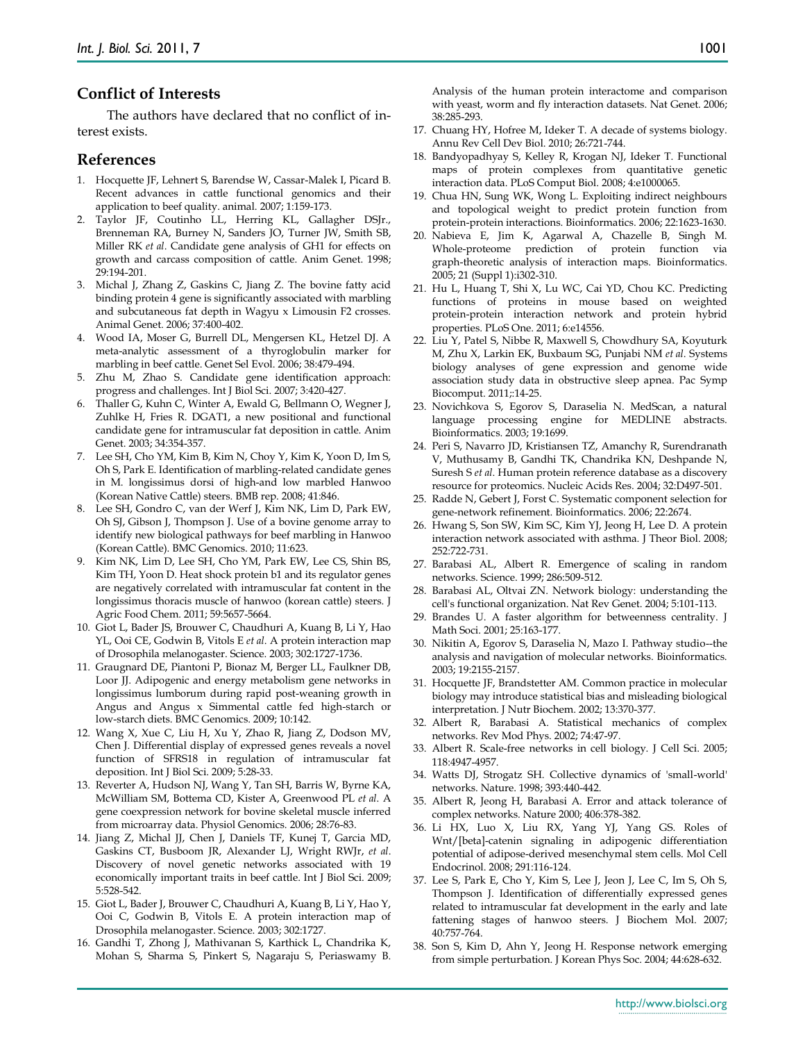## Conflict of Interests

The authors have declared that no conflict of interest exists.

## References

1. Hocquette JF, Lehnert S, Barendse W, Cassar-Malek I, Picard B. Recent advances in cattle functional genomics and their application to beef quality. animal. 2007; 1:159-173.
2. Taylor JF, Coutinho LL, Herring KL, Gallagher DSJr., Brenneman RA, Burney N, Sanders JO, Turner JW, Smith SB, Miller RK *et al*. Candidate gene analysis of GH1 for effects on growth and carcass composition of cattle. Anim Genet. 1998; 29:194-201.
3. Michal J, Zhang Z, Gaskins C, Jiang Z. The bovine fatty acid binding protein 4 gene is significantly associated with marbling and subcutaneous fat depth in Wagyu x Limousin F2 crosses. Animal Genet. 2006; 37:400-402.
4. Wood IA, Moser G, Burrell DL, Mengersen KL, Hetzel DJ. A meta-analytic assessment of a thyroglobulin marker for marbling in beef cattle. Genet Sel Evol. 2006; 38:479-494.
5. Zhu M, Zhao S. Candidate gene identification approach: progress and challenges. Int J Biol Sci. 2007; 3:420-427.
6. Thaller G, Kuhn C, Winter A, Ewald G, Bellmann O, Wegner J, Zuhlke H, Fries R. DGAT1, a new positional and functional candidate gene for intramuscular fat deposition in cattle. Anim Genet. 2003; 34:354-357.
7. Lee SH, Cho YM, Kim B, Kim N, Choy Y, Kim K, Yoon D, Im S, Oh S, Park E. Identification of marbling-related candidate genes in M. longissimus dorsi of high-and low marbled Hanwoo (Korean Native Cattle) steers. BMB rep. 2008; 41:846.
8. Lee SH, Gondro C, van der Werf J, Kim NK, Lim D, Park EW, Oh SJ, Gibson J, Thompson J. Use of a bovine genome array to identify new biological pathways for beef marbling in Hanwoo (Korean Cattle). BMC Genomics. 2010; 11:623.
9. Kim NK, Lim D, Lee SH, Cho YM, Park EW, Lee CS, Shin BS, Kim TH, Yoon D. Heat shock protein b1 and its regulator genes are negatively correlated with intramuscular fat content in the longissimus thoracis muscle of hanwoo (korean cattle) steers. J Agric Food Chem. 2011; 59:5657-5664.
10. Giot L, Bader JS, Brouwer C, Chaudhuri A, Kuang B, Li Y, Hao YL, Ooi CE, Godwin B, Vitols E *et al*. A protein interaction map of Drosophila melanogaster. Science. 2003; 302:1727-1736.
11. Graugnard DE, Piantoni P, Bionaz M, Berger LL, Faulkner DB, Loor JJ. Adipogenic and energy metabolism gene networks in longissimus lumborum during rapid post-weaning growth in Angus and Angus x Simmental cattle fed high-starch or low-starch diets. BMC Genomics. 2009; 10:142.
12. Wang X, Xue C, Liu H, Xu Y, Zhao R, Jiang Z, Dodson MV, Chen J. Differential display of expressed genes reveals a novel function of SFRS18 in regulation of intramuscular fat deposition. Int J Biol Sci. 2009; 5:28-33.
13. Reverter A, Hudson NJ, Wang Y, Tan SH, Barris W, Byrne KA, McWilliam SM, Bottema CD, Kister A, Greenwood PL *et al*. A gene coexpression network for bovine skeletal muscle inferred from microarray data. Physiol Genomics. 2006; 28:76-83.
14. Jiang Z, Michal JJ, Chen J, Daniels TF, Kunej T, Garcia MD, Gaskins CT, Busboom JR, Alexander LJ, Wright RWJr, *et al*. Discovery of novel genetic networks associated with 19 economically important traits in beef cattle. Int J Biol Sci. 2009; 5:528-542.
15. Giot L, Bader J, Brouwer C, Chaudhuri A, Kuang B, Li Y, Hao Y, Ooi C, Godwin B, Vitols E. A protein interaction map of Drosophila melanogaster. Science. 2003; 302:1727.
16. Gandhi T, Zhong J, Mathivanan S, Karthick L, Chandrika K, Mohan S, Sharma S, Pinkert S, Nagaraju S, Periaswamy B. Analysis of the human protein interactome and comparison with yeast, worm and fly interaction datasets. Nat Genet. 2006; 38:285-293.
17. Chuang HY, Hofree M, Ideker T. A decade of systems biology. Annu Rev Cell Dev Biol. 2010; 26:721-744.
18. Bandyopadhyay S, Kelley R, Krogan NJ, Ideker T. Functional maps of protein complexes from quantitative genetic interaction data. PLoS Comput Biol. 2008; 4:e1000065.
19. Chua HN, Sung WK, Wong L. Exploiting indirect neighbours and topological weight to predict protein function from protein-protein interactions. Bioinformatics. 2006; 22:1623-1630.
20. Nabieva E, Jim K, Agarwal A, Chazelle B, Singh M. Whole-proteome prediction of protein function via graph-theoretic analysis of interaction maps. Bioinformatics. 2005; 21 (Suppl 1):i302-310.
21. Hu L, Huang T, Shi X, Lu WC, Cai YD, Chou KC. Predicting functions of proteins in mouse based on weighted protein-protein interaction network and protein hybrid properties. PLoS One. 2011; 6:e14556.
22. Liu Y, Patel S, Nibbe R, Maxwell S, Chowdhury SA, Koyuturk M, Zhu X, Larkin EK, Buxbaum SG, Punjabi NM *et al*. Systems biology analyses of gene expression and genome wide association study data in obstructive sleep apnea. Pac Symp Biocomput. 2011;:14-25.
23. Novichkova S, Egorov S, Daraselia N. MedScan, a natural language processing engine for MEDLINE abstracts. Bioinformatics. 2003; 19:1699.
24. Peri S, Navarro JD, Kristiansen TZ, Amanchy R, Surendranath V, Muthusamy B, Gandhi TK, Chandrika KN, Deshpande N, Suresh S *et al*. Human protein reference database as a discovery resource for proteomics. Nucleic Acids Res. 2004; 32:D497-501.
25. Radde N, Gebert J, Forst C. Systematic component selection for gene-network refinement. Bioinformatics. 2006; 22:2674.
26. Hwang S, Son SW, Kim SC, Kim YJ, Jeong H, Lee D. A protein interaction network associated with asthma. J Theor Biol. 2008; 252:722-731.
27. Barabasi AL, Albert R. Emergence of scaling in random networks. Science. 1999; 286:509-512.
28. Barabasi AL, Oltvai ZN. Network biology: understanding the cell's functional organization. Nat Rev Genet. 2004; 5:101-113.
29. Brandes U. A faster algorithm for betweenness centrality. J Math Soci. 2001; 25:163-177.
30. Nikitin A, Egorov S, Daraselia N, Mazo I. Pathway studio--the analysis and navigation of molecular networks. Bioinformatics. 2003; 19:2155-2157.
31. Hocquette JF, Brandstetter AM. Common practice in molecular biology may introduce statistical bias and misleading biological interpretation. J Nutr Biochem. 2002; 13:370-377.
32. Albert R, Barabasi A. Statistical mechanics of complex networks. Rev Mod Phys. 2002; 74:47-97.
33. Albert R. Scale-free networks in cell biology. J Cell Sci. 2005; 118:4947-4957.
34. Watts DJ, Strogatz SH. Collective dynamics of 'small-world' networks. Nature. 1998; 393:440-442.
35. Albert R, Jeong H, Barabasi A. Error and attack tolerance of complex networks. Nature 2000; 406:378-382.
36. Li HX, Luo X, Liu RX, Yang YJ, Yang GS. Roles of Wnt/[beta]-catenin signaling in adipogenic differentiation potential of adipose-derived mesenchymal stem cells. Mol Cell Endocrinol. 2008; 291:116-124.
37. Lee S, Park E, Cho Y, Kim S, Lee J, Jeon J, Lee C, Im S, Oh S, Thompson J. Identification of differentially expressed genes related to intramuscular fat development in the early and late fattening stages of hanwoo steers. J Biochem Mol. 2007; 40:757-764.
38. Son S, Kim D, Ahn Y, Jeong H. Response network emerging from simple perturbation. J Korean Phys Soc. 2004; 44:628-632.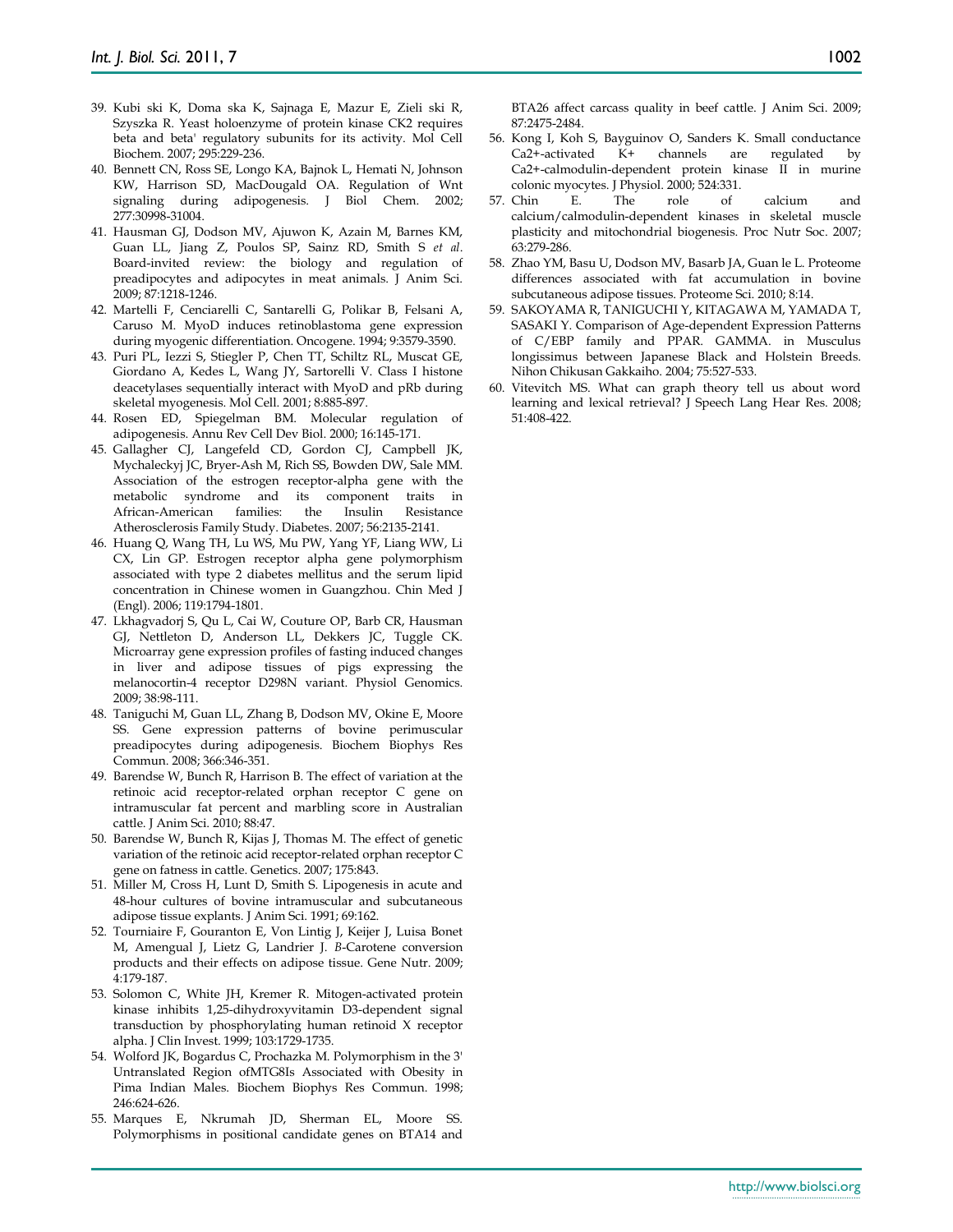39. Kubi ski K, Doma ska K, Sajnaga E, Mazur E, Zieli ski R, Szyszka R. Yeast holoenzyme of protein kinase CK2 requires beta and beta' regulatory subunits for its activity. Mol Cell Biochem. 2007; 295:229-236.
40. Bennett CN, Ross SE, Longo KA, Bajnok L, Hemati N, Johnson KW, Harrison SD, MacDougald OA. Regulation of Wnt signaling during adipogenesis. J Biol Chem. 2002; 277:30998-31004.
41. Hausman GJ, Dodson MV, Ajuwon K, Azain M, Barnes KM, Guan LL, Jiang Z, Poulos SP, Sainz RD, Smith S *et al*. Board-invited review: the biology and regulation of preadipocytes and adipocytes in meat animals. J Anim Sci. 2009; 87:1218-1246.
42. Martelli F, Cenciarelli C, Santarelli G, Polikar B, Felsani A, Caruso M. MyoD induces retinoblastoma gene expression during myogenic differentiation. Oncogene. 1994; 9:3579-3590.
43. Puri PL, Iezzi S, Stiegler P, Chen TT, Schiltz RL, Muscat GE, Giordano A, Kedes L, Wang JY, Sartorelli V. Class I histone deacetylases sequentially interact with MyoD and pRb during skeletal myogenesis. Mol Cell. 2001; 8:885-897.
44. Rosen ED, Spiegelman BM. Molecular regulation of adipogenesis. Annu Rev Cell Dev Biol. 2000; 16:145-171.
45. Gallagher CJ, Langefeld CD, Gordon CJ, Campbell JK, Mychaleckyj JC, Bryer-Ash M, Rich SS, Bowden DW, Sale MM. Association of the estrogen receptor-alpha gene with the metabolic syndrome and its component traits in African-American families: the Insulin Resistance Atherosclerosis Family Study. Diabetes. 2007; 56:2135-2141.
46. Huang Q, Wang TH, Lu WS, Mu PW, Yang YF, Liang WW, Li CX, Lin GP. Estrogen receptor alpha gene polymorphism associated with type 2 diabetes mellitus and the serum lipid concentration in Chinese women in Guangzhou. Chin Med J (Engl). 2006; 119:1794-1801.
47. Lkhagvadorj S, Qu L, Cai W, Couture OP, Barb CR, Hausman GJ, Nettleton D, Anderson LL, Dekkers JC, Tuggle CK. Microarray gene expression profiles of fasting induced changes in liver and adipose tissues of pigs expressing the melanocortin-4 receptor D298N variant. Physiol Genomics. 2009; 38:98-111.
48. Taniguchi M, Guan LL, Zhang B, Dodson MV, Okine E, Moore SS. Gene expression patterns of bovine perimuscular preadipocytes during adipogenesis. Biochem Biophys Res Commun. 2008; 366:346-351.
49. Barendse W, Bunch R, Harrison B. The effect of variation at the retinoic acid receptor-related orphan receptor C gene on intramuscular fat percent and marbling score in Australian cattle. J Anim Sci. 2010; 88:47.
50. Barendse W, Bunch R, Kijas J, Thomas M. The effect of genetic variation of the retinoic acid receptor-related orphan receptor C gene on fatness in cattle. Genetics. 2007; 175:843.
51. Miller M, Cross H, Lunt D, Smith S. Lipogenesis in acute and 48-hour cultures of bovine intramuscular and subcutaneous adipose tissue explants. J Anim Sci. 1991; 69:162.
52. Tourniaire F, Gouranton E, Von Lintig J, Keijer J, Luisa Bonet M, Amengual J, Lietz G, Landrier J. *Β*-Carotene conversion products and their effects on adipose tissue. Gene Nutr. 2009; 4:179-187.
53. Solomon C, White JH, Kremer R. Mitogen-activated protein kinase inhibits 1,25-dihydroxyvitamin D3-dependent signal transduction by phosphorylating human retinoid X receptor alpha. J Clin Invest. 1999; 103:1729-1735.
54. Wolford JK, Bogardus C, Prochazka M. Polymorphism in the 3' Untranslated Region ofMTG8Is Associated with Obesity in Pima Indian Males. Biochem Biophys Res Commun. 1998; 246:624-626.
55. Marques E, Nkrumah JD, Sherman EL, Moore SS. Polymorphisms in positional candidate genes on BTA14 and BTA26 affect carcass quality in beef cattle. J Anim Sci. 2009; 87:2475-2484.
56. Kong I, Koh S, Bayguinov O, Sanders K. Small conductance Ca2+-activated K+ channels are regulated by Ca2+-calmodulin-dependent protein kinase II in murine colonic myocytes. J Physiol. 2000; 524:331.
57. Chin E. The role of calcium and calcium/calmodulin-dependent kinases in skeletal muscle plasticity and mitochondrial biogenesis. Proc Nutr Soc. 2007; 63:279-286.
58. Zhao YM, Basu U, Dodson MV, Basarb JA, Guan le L. Proteome differences associated with fat accumulation in bovine subcutaneous adipose tissues. Proteome Sci. 2010; 8:14.
59. SAKOYAMA R, TANIGUCHI Y, KITAGAWA M, YAMADA T, SASAKI Y. Comparison of Age-dependent Expression Patterns of C/EBP family and PPAR. GAMMA. in Musculus longissimus between Japanese Black and Holstein Breeds. Nihon Chikusan Gakkaiho. 2004; 75:527-533.
60. Vitevitch MS. What can graph theory tell us about word learning and lexical retrieval? J Speech Lang Hear Res. 2008; 51:408-422.